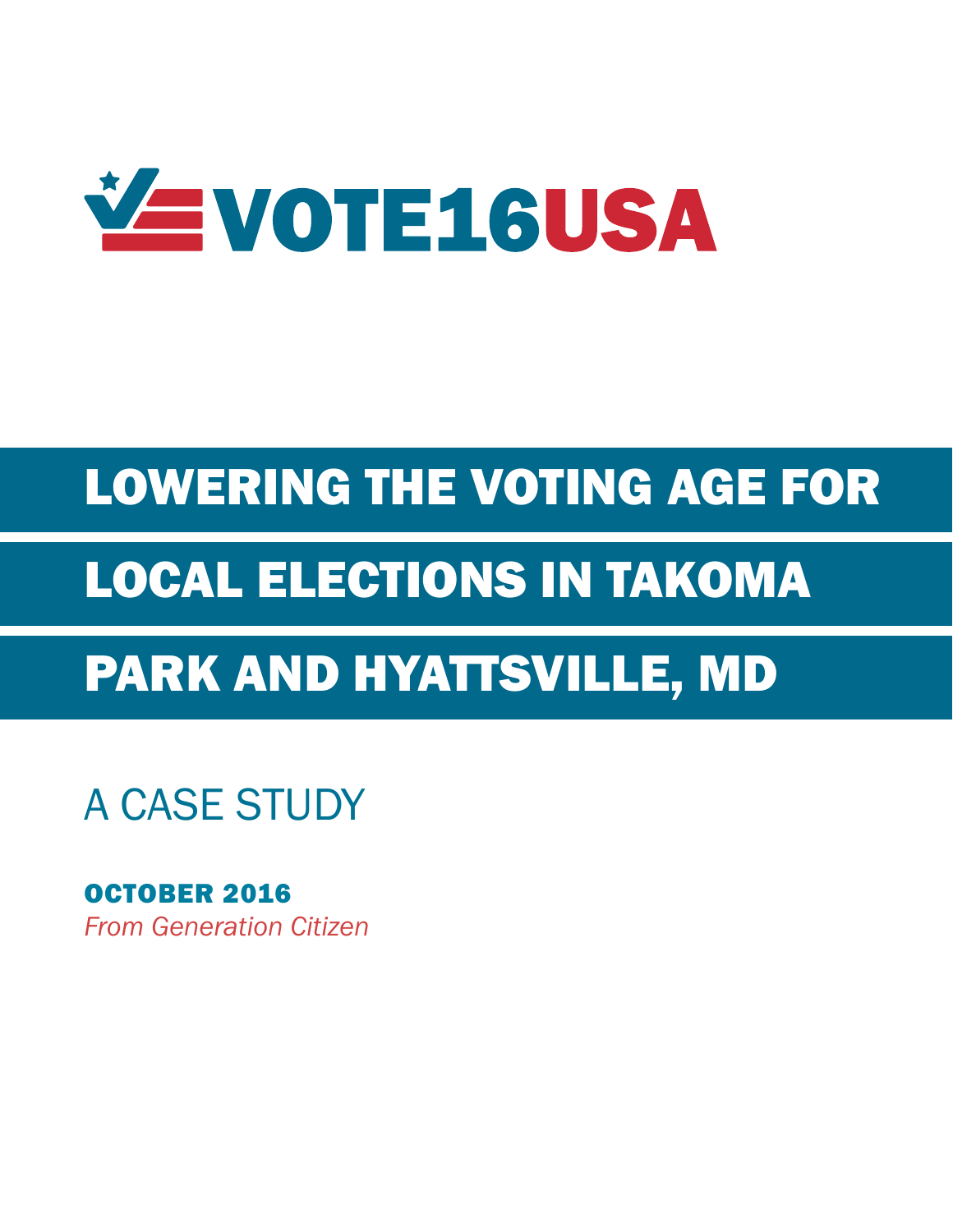VOTE16USA

# LOWERING THE VOTING AGE FOR LOCAL ELECTIONS IN TAKOMA PARK AND HYATTSVILLE, MD

## A CASE STUDY

**OCTOBER 2016**

*From Generation Citizen*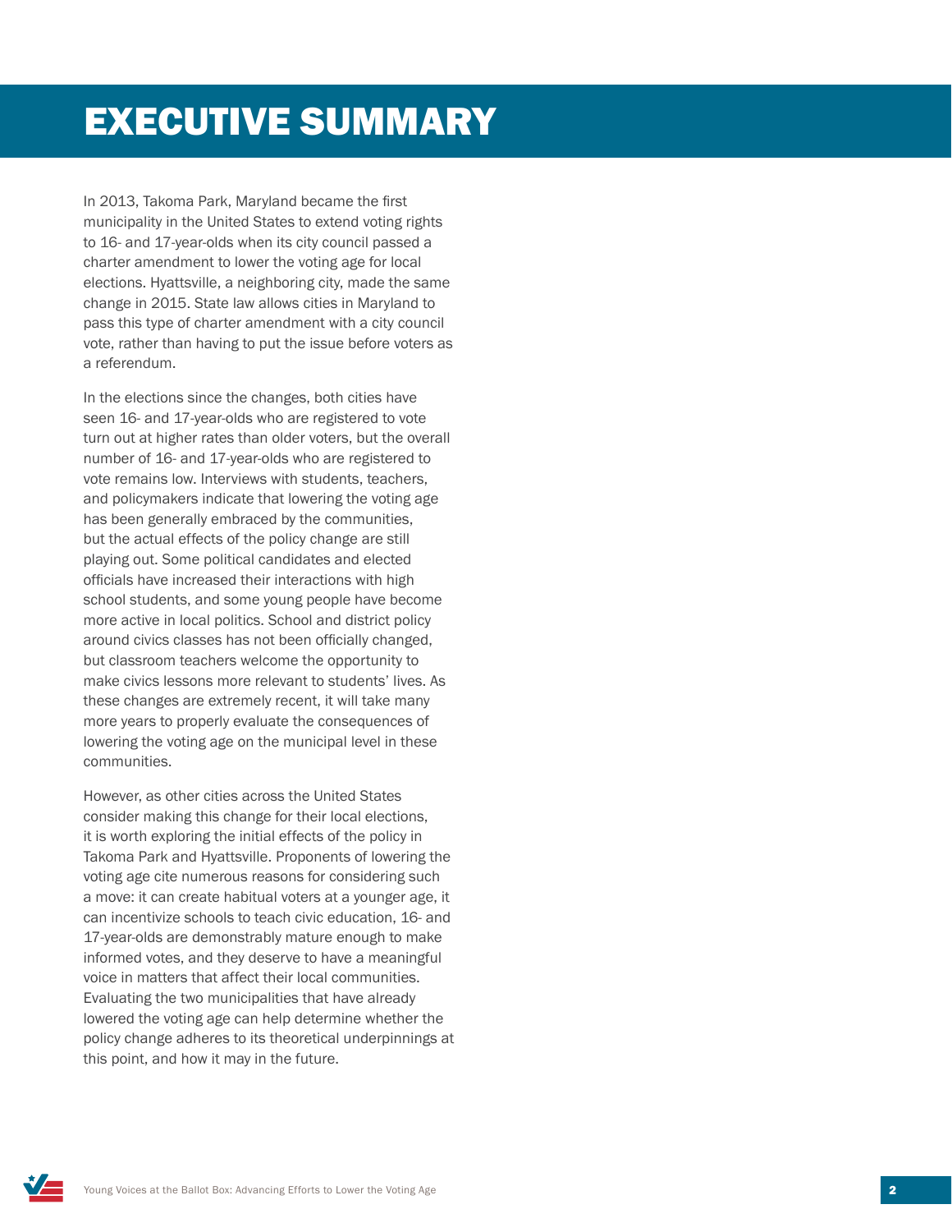# EXECUTIVE SUMMARY

In 2013, Takoma Park, Maryland became the first municipality in the United States to extend voting rights to 16- and 17-year-olds when its city council passed a charter amendment to lower the voting age for local elections. Hyattsville, a neighboring city, made the same change in 2015. State law allows cities in Maryland to pass this type of charter amendment with a city council vote, rather than having to put the issue before voters as a referendum.

In the elections since the changes, both cities have seen 16- and 17-year-olds who are registered to vote turn out at higher rates than older voters, but the overall number of 16- and 17-year-olds who are registered to vote remains low. Interviews with students, teachers, and policymakers indicate that lowering the voting age has been generally embraced by the communities, but the actual effects of the policy change are still playing out. Some political candidates and elected officials have increased their interactions with high school students, and some young people have become more active in local politics. School and district policy around civics classes has not been officially changed, but classroom teachers welcome the opportunity to make civics lessons more relevant to students' lives. As these changes are extremely recent, it will take many more years to properly evaluate the consequences of lowering the voting age on the municipal level in these communities.

However, as other cities across the United States consider making this change for their local elections, it is worth exploring the initial effects of the policy in Takoma Park and Hyattsville. Proponents of lowering the voting age cite numerous reasons for considering such a move: it can create habitual voters at a younger age, it can incentivize schools to teach civic education, 16- and 17-year-olds are demonstrably mature enough to make informed votes, and they deserve to have a meaningful voice in matters that affect their local communities. Evaluating the two municipalities that have already lowered the voting age can help determine whether the policy change adheres to its theoretical underpinnings at this point, and how it may in the future.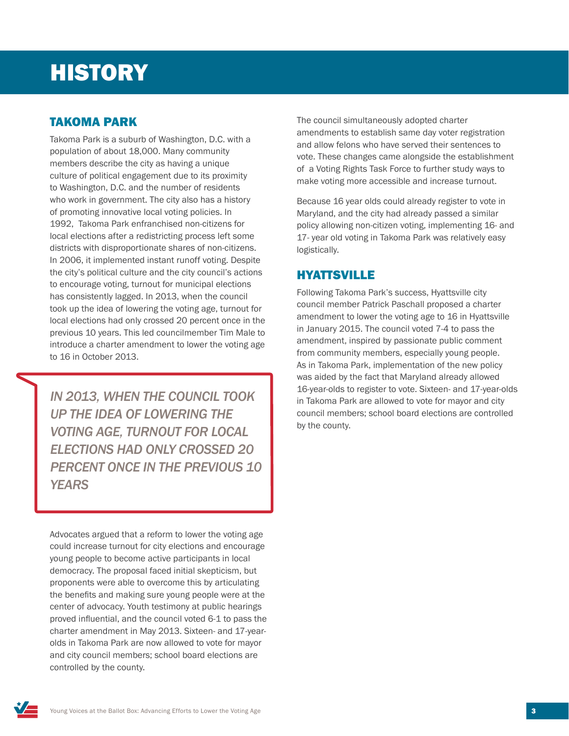# HISTORY

## TAKOMA PARK

Takoma Park is a suburb of Washington, D.C. with a population of about 18,000. Many community members describe the city as having a unique culture of political engagement due to its proximity to Washington, D.C. and the number of residents who work in government. The city also has a history of promoting innovative local voting policies. In 1992, Takoma Park enfranchised non-citizens for local elections after a redistricting process left some districts with disproportionate shares of non-citizens. In 2006, it implemented instant runoff voting. Despite the city's political culture and the city council's actions to encourage voting, turnout for municipal elections has consistently lagged. In 2013, when the council took up the idea of lowering the voting age, turnout for local elections had only crossed 20 percent once in the previous 10 years. This led councilmember Tim Male to introduce a charter amendment to lower the voting age to 16 in October 2013.

> *IN 2013, WHEN THE COUNCIL TOOK UP THE IDEA OF LOWERING THE VOTING AGE, TURNOUT FOR LOCAL ELECTIONS HAD ONLY CROSSED 20 PERCENT ONCE IN THE PREVIOUS 10 YEARS*

Advocates argued that a reform to lower the voting age could increase turnout for city elections and encourage young people to become active participants in local democracy. The proposal faced initial skepticism, but proponents were able to overcome this by articulating the benefits and making sure young people were at the center of advocacy. Youth testimony at public hearings proved influential, and the council voted 6-1 to pass the charter amendment in May 2013. Sixteen- and 17-year-olds in Takoma Park are now allowed to vote for mayor and city council members; school board elections are controlled by the county.

The council simultaneously adopted charter amendments to establish same day voter registration and allow felons who have served their sentences to vote. These changes came alongside the establishment of a Voting Rights Task Force to further study ways to make voting more accessible and increase turnout.

Because 16 year olds could already register to vote in Maryland, and the city had already passed a similar policy allowing non-citizen voting, implementing 16- and 17- year old voting in Takoma Park was relatively easy logistically.

## HYATTSVILLE

Following Takoma Park's success, Hyattsville city council member Patrick Paschall proposed a charter amendment to lower the voting age to 16 in Hyattsville in January 2015. The council voted 7-4 to pass the amendment, inspired by passionate public comment from community members, especially young people. As in Takoma Park, implementation of the new policy was aided by the fact that Maryland already allowed 16-year-olds to register to vote. Sixteen- and 17-year-olds in Takoma Park are allowed to vote for mayor and city council members; school board elections are controlled by the county.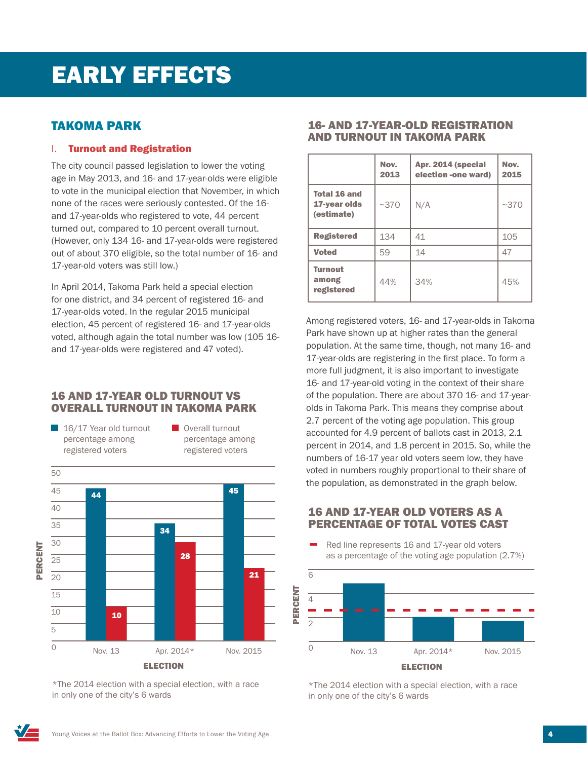# EARLY EFFECTS

## TAKOMA PARK

### I. Turnout and Registration

The city council passed legislation to lower the voting age in May 2013, and 16- and 17-year-olds were eligible to vote in the municipal election that November, in which none of the races were seriously contested. Of the 16- and 17-year-olds who registered to vote, 44 percent turned out, compared to 10 percent overall turnout. (However, only 134 16- and 17-year-olds were registered out of about 370 eligible, so the total number of 16- and 17-year-old voters was still low.)

In April 2014, Takoma Park held a special election for one district, and 34 percent of registered 16- and 17-year-olds voted. In the regular 2015 municipal election, 45 percent of registered 16- and 17-year-olds voted, although again the total number was low (105 16- and 17-year-olds were registered and 47 voted).

### 16 AND 17-YEAR OLD TURNOUT VS OVERALL TURNOUT IN TAKOMA PARK

■ 16/17 Year old turnout percentage among registered voters
■ Overall turnout percentage among registered voters

| Election | 16/17 Year old turnout | Overall turnout |
|---|---|---|
| Nov. 13 | 44 | 10 |
| Apr. 2014* | 34 | 28 |
| Nov. 2015 | 45 | 21 |

PERCENT / ELECTION

*The 2014 election with a special election, with a race in only one of the city's 6 wards

### 16- AND 17-YEAR-OLD REGISTRATION AND TURNOUT IN TAKOMA PARK

| | Nov. 2013 | Apr. 2014 (special election -one ward) | Nov. 2015 |
|---|---|---|---|
| **Total 16 and 17-year olds (estimate)** | ~370 | N/A | ~370 |
| **Registered** | 134 | 41 | 105 |
| **Voted** | 59 | 14 | 47 |
| **Turnout among registered** | 44% | 34% | 45% |

Among registered voters, 16- and 17-year-olds in Takoma Park have shown up at higher rates than the general population. At the same time, though, not many 16- and 17-year-olds are registering in the first place. To form a more full judgment, it is also important to investigate 16- and 17-year-old voting in the context of their share of the population. There are about 370 16- and 17-year-olds in Takoma Park. This means they comprise about 2.7 percent of the voting age population. This group accounted for 4.9 percent of ballots cast in 2013, 2.1 percent in 2014, and 1.8 percent in 2015. So, while the numbers of 16-17 year old voters seem low, they have voted in numbers roughly proportional to their share of the population, as demonstrated in the graph below.

### 16 AND 17-YEAR OLD VOTERS AS A PERCENTAGE OF TOTAL VOTES CAST

Red line represents 16 and 17-year old voters as a percentage of the voting age population (2.7%)

PERCENT (0–6) / ELECTION: Nov. 13, Apr. 2014*, Nov. 2015

*The 2014 election with a special election, with a race in only one of the city's 6 wards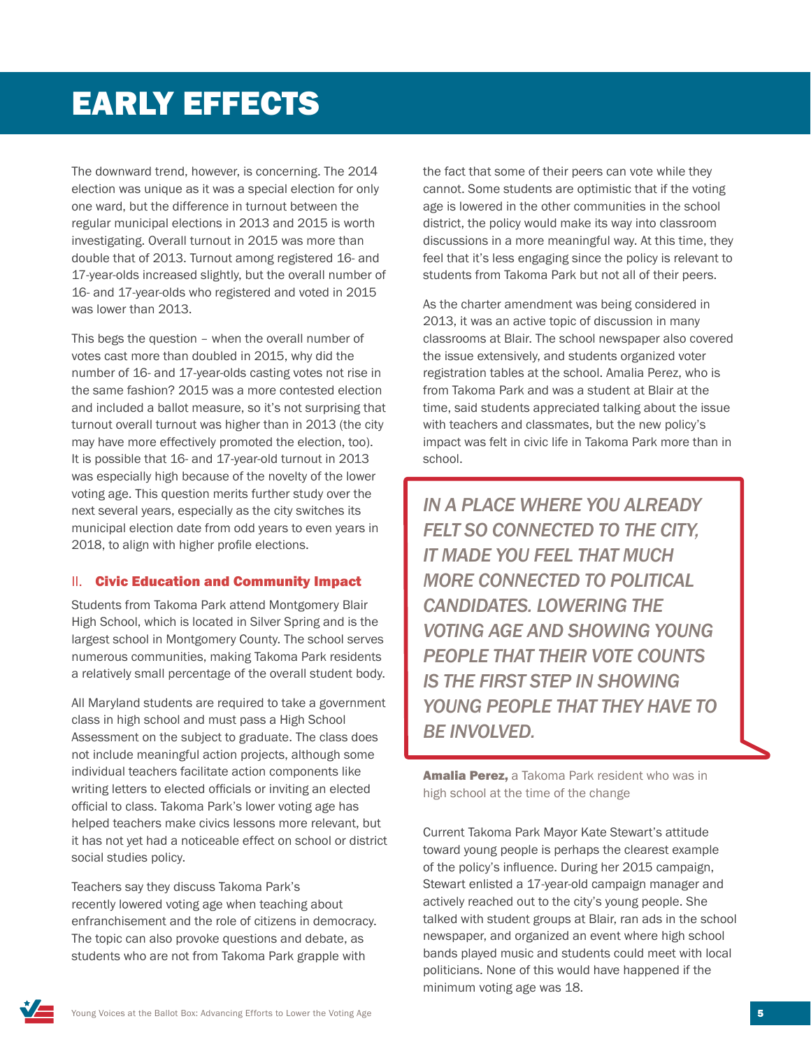# EARLY EFFECTS

The downward trend, however, is concerning. The 2014 election was unique as it was a special election for only one ward, but the difference in turnout between the regular municipal elections in 2013 and 2015 is worth investigating. Overall turnout in 2015 was more than double that of 2013. Turnout among registered 16- and 17-year-olds increased slightly, but the overall number of 16- and 17-year-olds who registered and voted in 2015 was lower than 2013.

This begs the question – when the overall number of votes cast more than doubled in 2015, why did the number of 16- and 17-year-olds casting votes not rise in the same fashion? 2015 was a more contested election and included a ballot measure, so it's not surprising that turnout overall turnout was higher than in 2013 (the city may have more effectively promoted the election, too). It is possible that 16- and 17-year-old turnout in 2013 was especially high because of the novelty of the lower voting age. This question merits further study over the next several years, especially as the city switches its municipal election date from odd years to even years in 2018, to align with higher profile elections.

### II. Civic Education and Community Impact

Students from Takoma Park attend Montgomery Blair High School, which is located in Silver Spring and is the largest school in Montgomery County. The school serves numerous communities, making Takoma Park residents a relatively small percentage of the overall student body.

All Maryland students are required to take a government class in high school and must pass a High School Assessment on the subject to graduate. The class does not include meaningful action projects, although some individual teachers facilitate action components like writing letters to elected officials or inviting an elected official to class. Takoma Park's lower voting age has helped teachers make civics lessons more relevant, but it has not yet had a noticeable effect on school or district social studies policy.

Teachers say they discuss Takoma Park's recently lowered voting age when teaching about enfranchisement and the role of citizens in democracy. The topic can also provoke questions and debate, as students who are not from Takoma Park grapple with the fact that some of their peers can vote while they cannot. Some students are optimistic that if the voting age is lowered in the other communities in the school district, the policy would make its way into classroom discussions in a more meaningful way. At this time, they feel that it's less engaging since the policy is relevant to students from Takoma Park but not all of their peers.

As the charter amendment was being considered in 2013, it was an active topic of discussion in many classrooms at Blair. The school newspaper also covered the issue extensively, and students organized voter registration tables at the school. Amalia Perez, who is from Takoma Park and was a student at Blair at the time, said students appreciated talking about the issue with teachers and classmates, but the new policy's impact was felt in civic life in Takoma Park more than in school.

> *IN A PLACE WHERE YOU ALREADY FELT SO CONNECTED TO THE CITY, IT MADE YOU FEEL THAT MUCH MORE CONNECTED TO POLITICAL CANDIDATES. LOWERING THE VOTING AGE AND SHOWING YOUNG PEOPLE THAT THEIR VOTE COUNTS IS THE FIRST STEP IN SHOWING YOUNG PEOPLE THAT THEY HAVE TO BE INVOLVED.*

**Amalia Perez,** a Takoma Park resident who was in high school at the time of the change

Current Takoma Park Mayor Kate Stewart's attitude toward young people is perhaps the clearest example of the policy's influence. During her 2015 campaign, Stewart enlisted a 17-year-old campaign manager and actively reached out to the city's young people. She talked with student groups at Blair, ran ads in the school newspaper, and organized an event where high school bands played music and students could meet with local politicians. None of this would have happened if the minimum voting age was 18.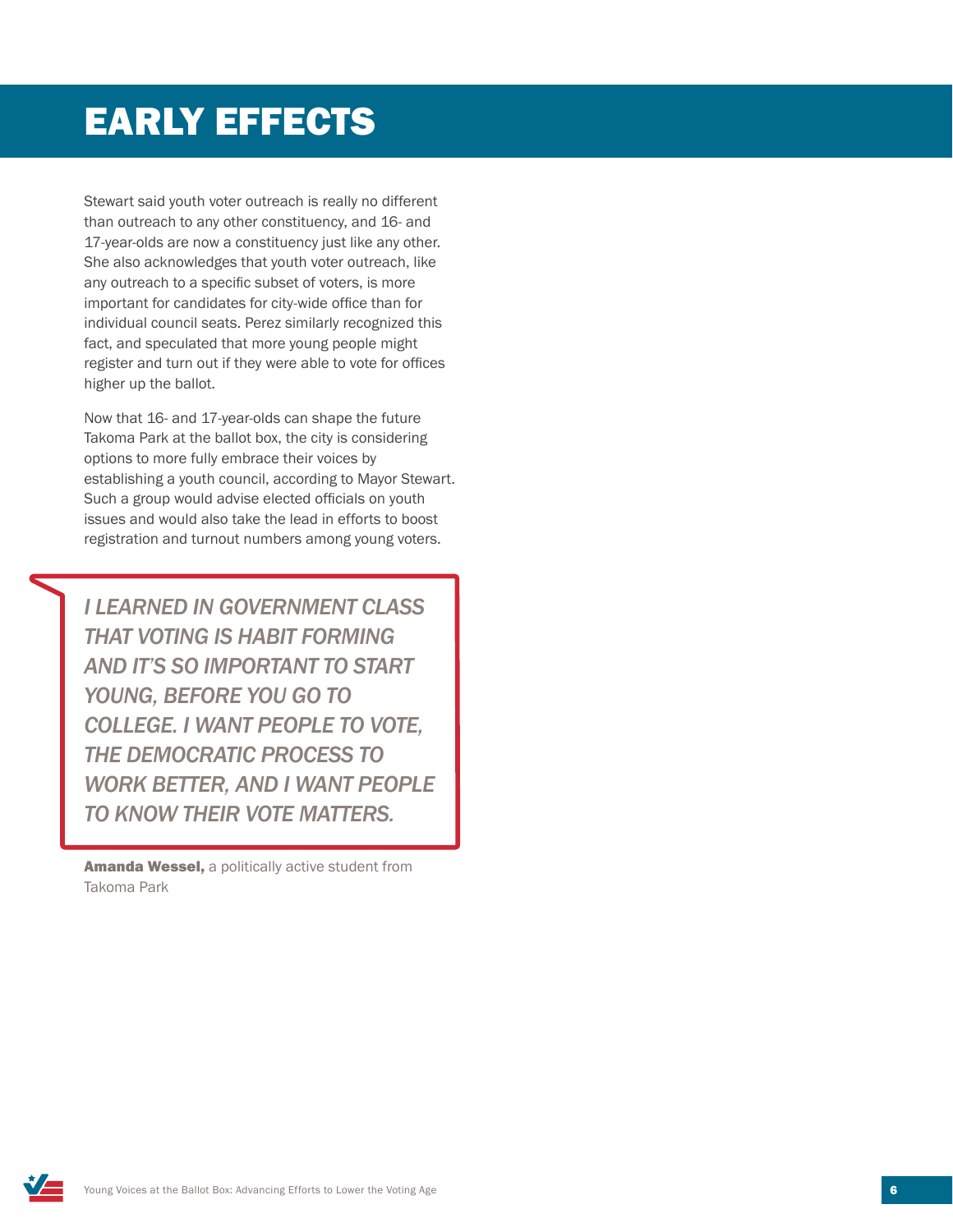# EARLY EFFECTS

Stewart said youth voter outreach is really no different than outreach to any other constituency, and 16- and 17-year-olds are now a constituency just like any other. She also acknowledges that youth voter outreach, like any outreach to a specific subset of voters, is more important for candidates for city-wide office than for individual council seats. Perez similarly recognized this fact, and speculated that more young people might register and turn out if they were able to vote for offices higher up the ballot.

Now that 16- and 17-year-olds can shape the future Takoma Park at the ballot box, the city is considering options to more fully embrace their voices by establishing a youth council, according to Mayor Stewart. Such a group would advise elected officials on youth issues and would also take the lead in efforts to boost registration and turnout numbers among young voters.

> *I LEARNED IN GOVERNMENT CLASS THAT VOTING IS HABIT FORMING AND IT'S SO IMPORTANT TO START YOUNG, BEFORE YOU GO TO COLLEGE. I WANT PEOPLE TO VOTE, THE DEMOCRATIC PROCESS TO WORK BETTER, AND I WANT PEOPLE TO KNOW THEIR VOTE MATTERS.*

**Amanda Wessel,** a politically active student from Takoma Park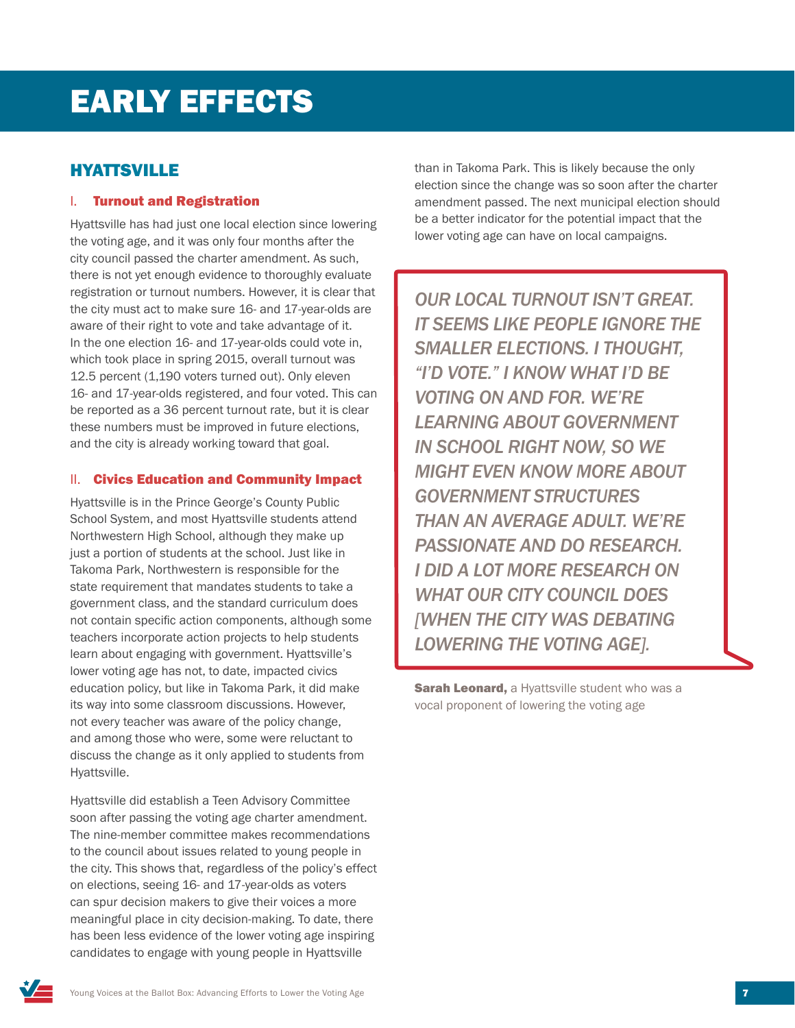# EARLY EFFECTS

## HYATTSVILLE

### I. Turnout and Registration

Hyattsville has had just one local election since lowering the voting age, and it was only four months after the city council passed the charter amendment. As such, there is not yet enough evidence to thoroughly evaluate registration or turnout numbers. However, it is clear that the city must act to make sure 16- and 17-year-olds are aware of their right to vote and take advantage of it. In the one election 16- and 17-year-olds could vote in, which took place in spring 2015, overall turnout was 12.5 percent (1,190 voters turned out). Only eleven 16- and 17-year-olds registered, and four voted. This can be reported as a 36 percent turnout rate, but it is clear these numbers must be improved in future elections, and the city is already working toward that goal.

### II. Civics Education and Community Impact

Hyattsville is in the Prince George's County Public School System, and most Hyattsville students attend Northwestern High School, although they make up just a portion of students at the school. Just like in Takoma Park, Northwestern is responsible for the state requirement that mandates students to take a government class, and the standard curriculum does not contain specific action components, although some teachers incorporate action projects to help students learn about engaging with government. Hyattsville's lower voting age has not, to date, impacted civics education policy, but like in Takoma Park, it did make its way into some classroom discussions. However, not every teacher was aware of the policy change, and among those who were, some were reluctant to discuss the change as it only applied to students from Hyattsville.

Hyattsville did establish a Teen Advisory Committee soon after passing the voting age charter amendment. The nine-member committee makes recommendations to the council about issues related to young people in the city. This shows that, regardless of the policy's effect on elections, seeing 16- and 17-year-olds as voters can spur decision makers to give their voices a more meaningful place in city decision-making. To date, there has been less evidence of the lower voting age inspiring candidates to engage with young people in Hyattsville than in Takoma Park. This is likely because the only election since the change was so soon after the charter amendment passed. The next municipal election should be a better indicator for the potential impact that the lower voting age can have on local campaigns.

> *OUR LOCAL TURNOUT ISN'T GREAT. IT SEEMS LIKE PEOPLE IGNORE THE SMALLER ELECTIONS. I THOUGHT, "I'D VOTE." I KNOW WHAT I'D BE VOTING ON AND FOR. WE'RE LEARNING ABOUT GOVERNMENT IN SCHOOL RIGHT NOW, SO WE MIGHT EVEN KNOW MORE ABOUT GOVERNMENT STRUCTURES THAN AN AVERAGE ADULT. WE'RE PASSIONATE AND DO RESEARCH. I DID A LOT MORE RESEARCH ON WHAT OUR CITY COUNCIL DOES [WHEN THE CITY WAS DEBATING LOWERING THE VOTING AGE].*

**Sarah Leonard,** a Hyattsville student who was a vocal proponent of lowering the voting age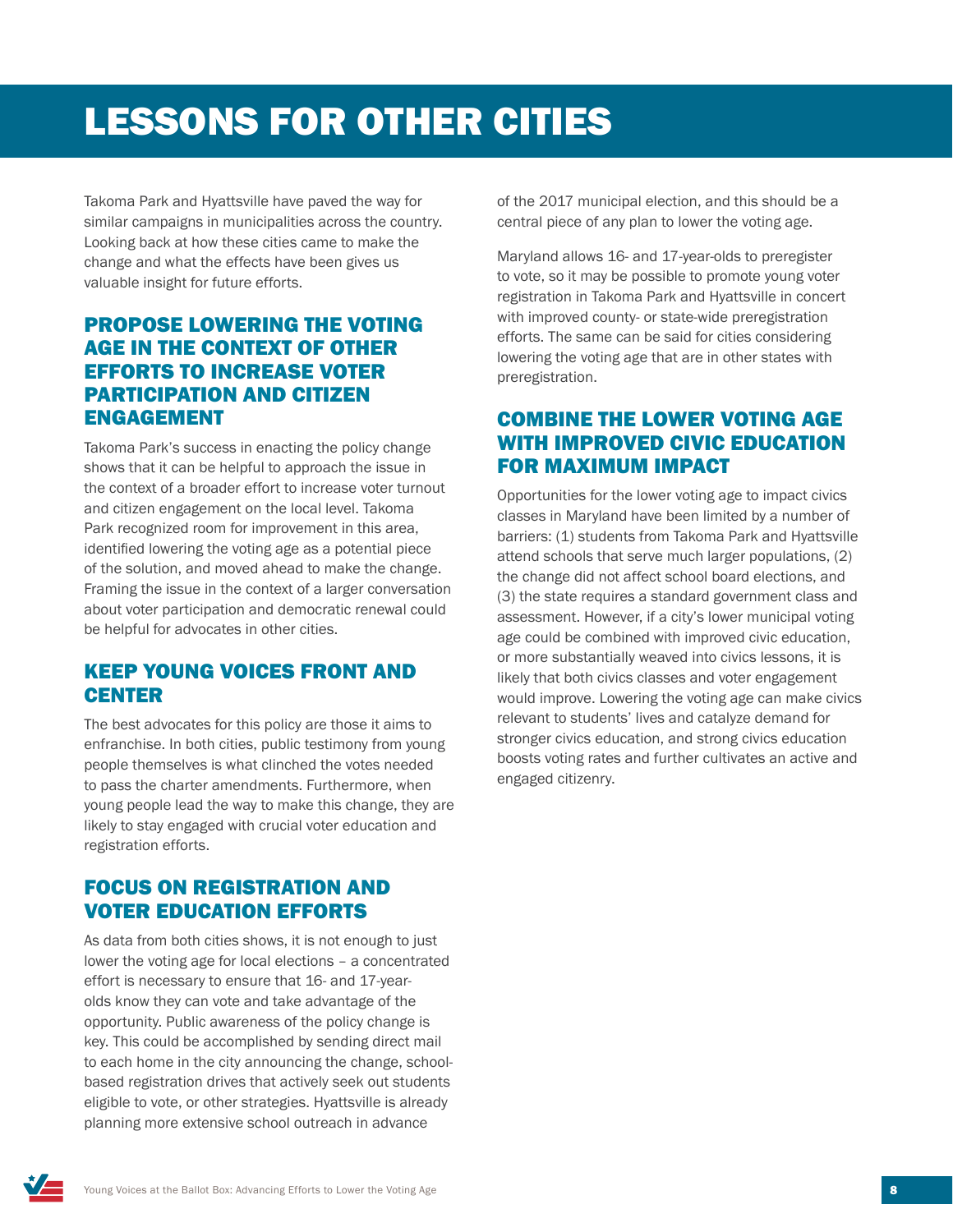# LESSONS FOR OTHER CITIES

Takoma Park and Hyattsville have paved the way for similar campaigns in municipalities across the country. Looking back at how these cities came to make the change and what the effects have been gives us valuable insight for future efforts.

## PROPOSE LOWERING THE VOTING AGE IN THE CONTEXT OF OTHER EFFORTS TO INCREASE VOTER PARTICIPATION AND CITIZEN ENGAGEMENT

Takoma Park's success in enacting the policy change shows that it can be helpful to approach the issue in the context of a broader effort to increase voter turnout and citizen engagement on the local level. Takoma Park recognized room for improvement in this area, identified lowering the voting age as a potential piece of the solution, and moved ahead to make the change. Framing the issue in the context of a larger conversation about voter participation and democratic renewal could be helpful for advocates in other cities.

## KEEP YOUNG VOICES FRONT AND CENTER

The best advocates for this policy are those it aims to enfranchise. In both cities, public testimony from young people themselves is what clinched the votes needed to pass the charter amendments. Furthermore, when young people lead the way to make this change, they are likely to stay engaged with crucial voter education and registration efforts.

## FOCUS ON REGISTRATION AND VOTER EDUCATION EFFORTS

As data from both cities shows, it is not enough to just lower the voting age for local elections – a concentrated effort is necessary to ensure that 16- and 17-year-olds know they can vote and take advantage of the opportunity. Public awareness of the policy change is key. This could be accomplished by sending direct mail to each home in the city announcing the change, school-based registration drives that actively seek out students eligible to vote, or other strategies. Hyattsville is already planning more extensive school outreach in advance of the 2017 municipal election, and this should be a central piece of any plan to lower the voting age.

Maryland allows 16- and 17-year-olds to preregister to vote, so it may be possible to promote young voter registration in Takoma Park and Hyattsville in concert with improved county- or state-wide preregistration efforts. The same can be said for cities considering lowering the voting age that are in other states with preregistration.

## COMBINE THE LOWER VOTING AGE WITH IMPROVED CIVIC EDUCATION FOR MAXIMUM IMPACT

Opportunities for the lower voting age to impact civics classes in Maryland have been limited by a number of barriers: (1) students from Takoma Park and Hyattsville attend schools that serve much larger populations, (2) the change did not affect school board elections, and (3) the state requires a standard government class and assessment. However, if a city's lower municipal voting age could be combined with improved civic education, or more substantially weaved into civics lessons, it is likely that both civics classes and voter engagement would improve. Lowering the voting age can make civics relevant to students' lives and catalyze demand for stronger civics education, and strong civics education boosts voting rates and further cultivates an active and engaged citizenry.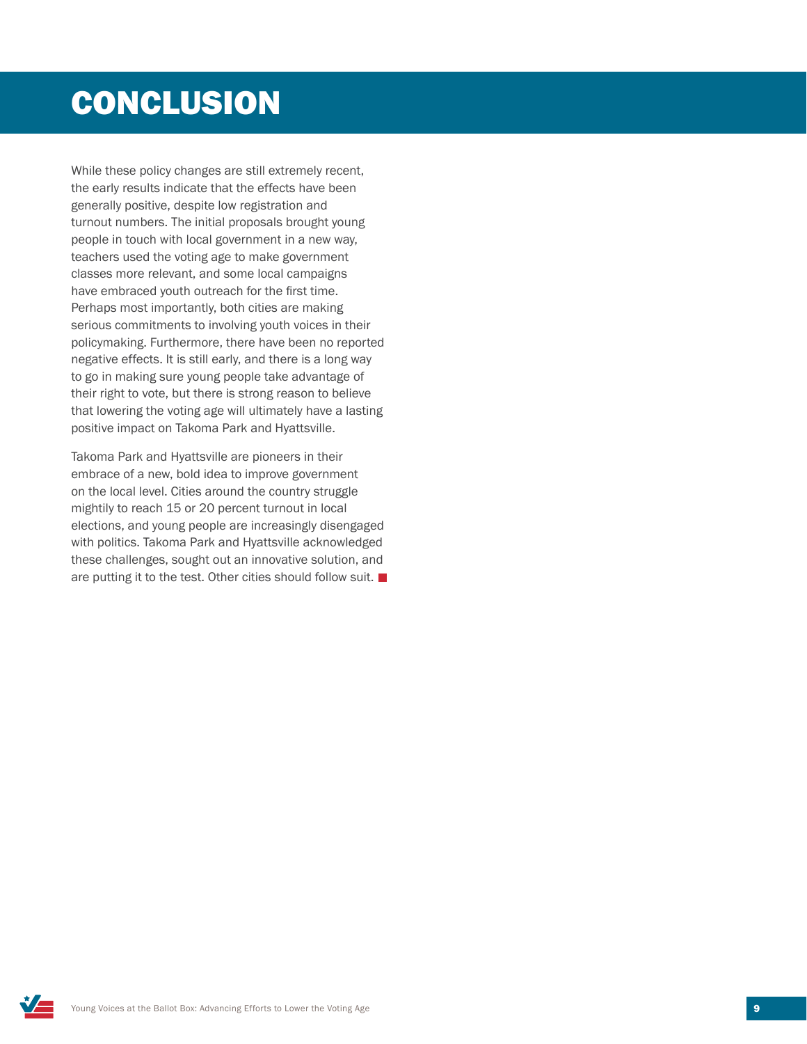# CONCLUSION

While these policy changes are still extremely recent, the early results indicate that the effects have been generally positive, despite low registration and turnout numbers. The initial proposals brought young people in touch with local government in a new way, teachers used the voting age to make government classes more relevant, and some local campaigns have embraced youth outreach for the first time. Perhaps most importantly, both cities are making serious commitments to involving youth voices in their policymaking. Furthermore, there have been no reported negative effects. It is still early, and there is a long way to go in making sure young people take advantage of their right to vote, but there is strong reason to believe that lowering the voting age will ultimately have a lasting positive impact on Takoma Park and Hyattsville.

Takoma Park and Hyattsville are pioneers in their embrace of a new, bold idea to improve government on the local level. Cities around the country struggle mightily to reach 15 or 20 percent turnout in local elections, and young people are increasingly disengaged with politics. Takoma Park and Hyattsville acknowledged these challenges, sought out an innovative solution, and are putting it to the test. Other cities should follow suit.